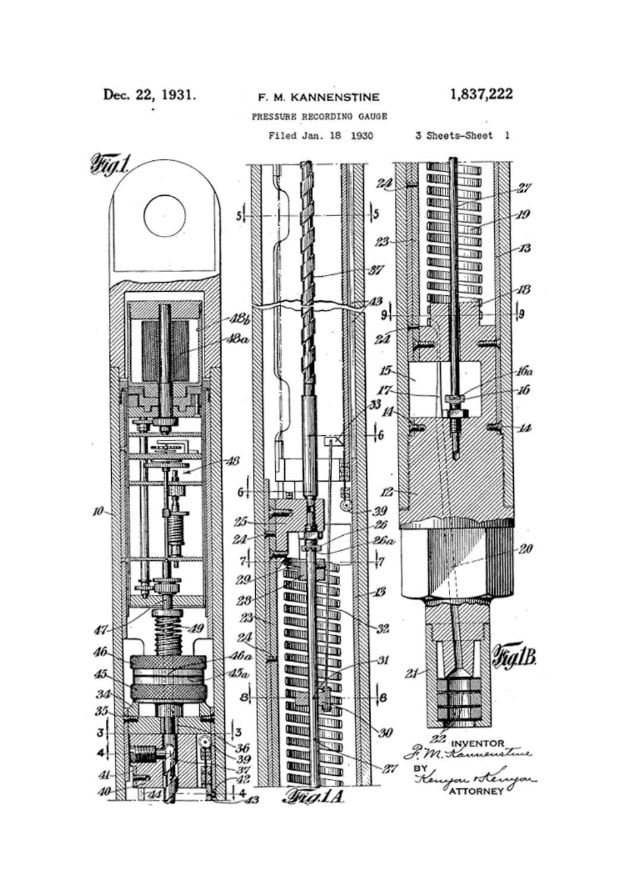Dec. 22, 1931.

F. M. KANNENSTINE

1,837,222

PRESSURE RECORDING GAUGE

Filed Jan. 18 1930

3 Sheets-Sheet 1

Fig.1

Fig.1A

Fig.1B

INVENTOR
F. M. Kannenstine

BY
Kenyon & Kenyon
ATTORNEY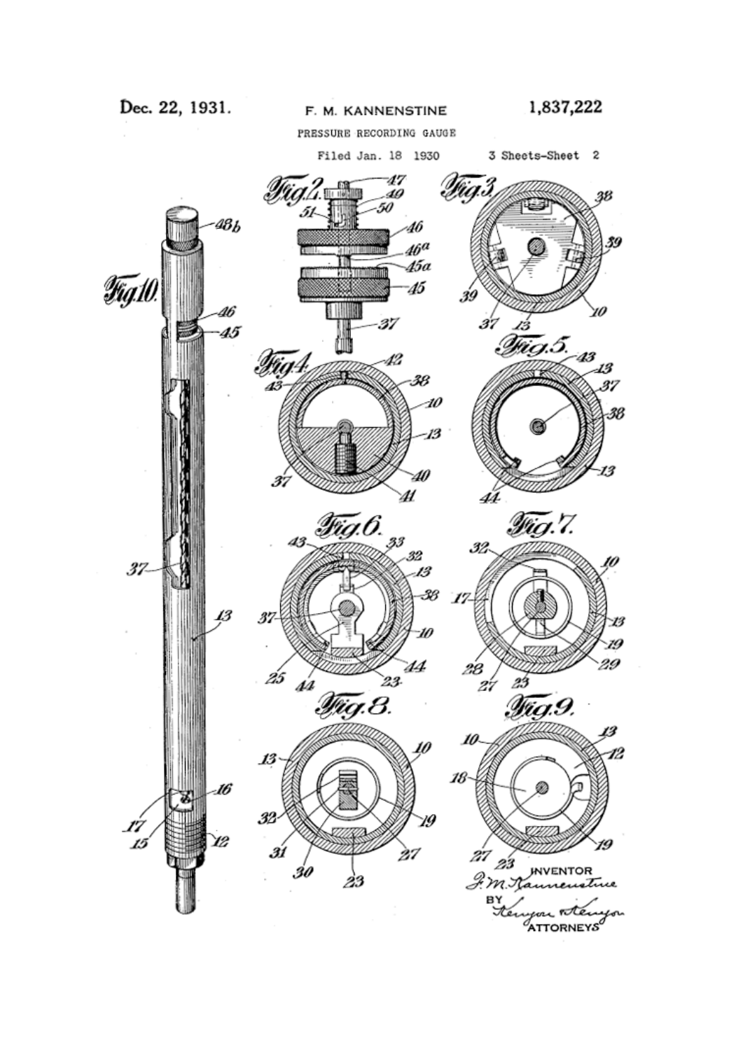Dec. 22, 1931. F. M. KANNENSTINE 1,837,222

PRESSURE RECORDING GAUGE

Filed Jan. 18 1930 3 Sheets-Sheet 2

Fig. 2.

Fig. 3.

Fig. 4.

Fig. 5.

Fig. 6.

Fig. 7.

Fig. 8.

Fig. 9.

Fig. 10.

INVENTOR
F. M. Kannenstine

BY
Kenyon & Kenyon
ATTORNEYS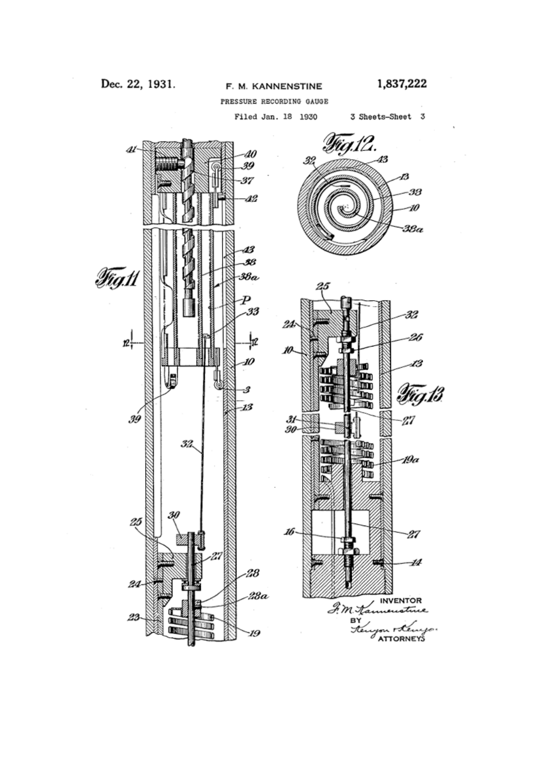Dec. 22, 1931. F. M. KANNENSTINE 1,837,222

PRESSURE RECORDING GAUGE

Filed Jan. 18 1930 3 Sheets-Sheet 3

Fig.11

Fig.12.

Fig.13.

INVENTOR
F. M. Kannenstine
BY
Kenyon & Kenyon
ATTORNEYS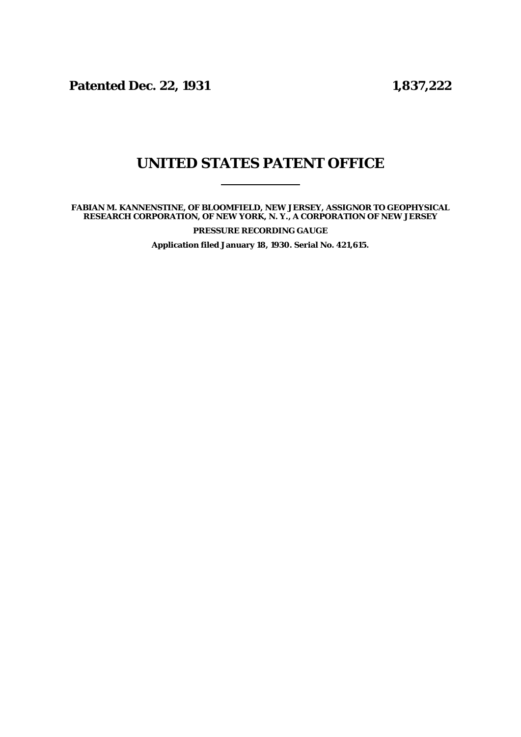Patented Dec. 22, 1931 1,837,222

# UNITED STATES PATENT OFFICE

FABIAN M. KANNENSTINE, OF BLOOMFIELD, NEW JERSEY, ASSIGNOR TO GEOPHYSICAL RESEARCH CORPORATION, OF NEW YORK, N. Y., A CORPORATION OF NEW JERSEY

PRESSURE RECORDING GAUGE

Application filed January 18, 1930. Serial No. 421,615.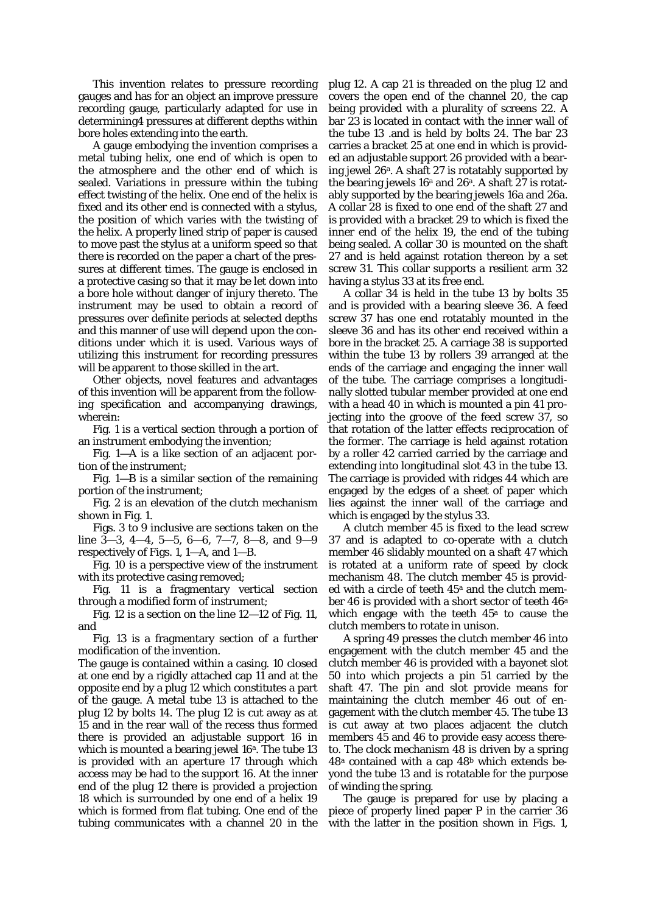This invention relates to pressure recording gauges and has for an object an improve pressure recording gauge, particularly adapted for use in determining4 pressures at different depths within bore holes extending into the earth.

A gauge embodying the invention comprises a metal tubing helix, one end of which is open to the atmosphere and the other end of which is sealed. Variations in pressure within the tubing effect twisting of the helix. One end of the helix is fixed and its other end is connected with a stylus, the position of which varies with the twisting of the helix. A properly lined strip of paper is caused to move past the stylus at a uniform speed so that there is recorded on the paper a chart of the pressures at different times. The gauge is enclosed in a protective casing so that it may be let down into a bore hole without danger of injury thereto. The instrument may be used to obtain a record of pressures over definite periods at selected depths and this manner of use will depend upon the conditions under which it is used. Various ways of utilizing this instrument for recording pressures will be apparent to those skilled in the art.

Other objects, novel features and advantages of this invention will be apparent from the following specification and accompanying drawings, wherein:

Fig. 1 is a vertical section through a portion of an instrument embodying the invention;

Fig. 1—A is a like section of an adjacent portion of the instrument;

Fig. 1—B is a similar section of the remaining portion of the instrument;

Fig. 2 is an elevation of the clutch mechanism shown in Fig. 1.

Figs. 3 to 9 inclusive are sections taken on the line 3—3, 4—4, 5—5, 6—6, 7—7, 8—8, and 9—9 respectively of Figs. 1, 1—A, and 1—B.

Fig. 10 is a perspective view of the instrument with its protective casing removed;

Fig. 11 is a fragmentary vertical section through a modified form of instrument;

Fig. 12 is a section on the line 12—12 of Fig. 11, and

Fig. 13 is a fragmentary section of a further modification of the invention.

The gauge is contained within a casing. 10 closed at one end by a rigidly attached cap 11 and at the opposite end by a plug 12 which constitutes a part of the gauge. A metal tube 13 is attached to the plug 12 by bolts 14. The plug 12 is cut away as at 15 and in the rear wall of the recess thus formed there is provided an adjustable support 16 in which is mounted a bearing jewel 16a. The tube 13 is provided with an aperture 17 through which access may be had to the support 16. At the inner end of the plug 12 there is provided a projection 18 which is surrounded by one end of a helix 19 which is formed from flat tubing. One end of the tubing communicates with a channel 20 in the plug 12. A cap 21 is threaded on the plug 12 and covers the open end of the channel 20, the cap being provided with a plurality of screens 22. A bar 23 is located in contact with the inner wall of the tube 13 .and is held by bolts 24. The bar 23 carries a bracket 25 at one end in which is provided an adjustable support 26 provided with a bearing jewel 26a. A shaft 27 is rotatably supported by the bearing jewels 16a and 26a. A shaft 27 is rotatably supported by the bearing jewels 16a and 26a. A collar 28 is fixed to one end of the shaft 27 and is provided with a bracket 29 to which is fixed the inner end of the helix 19, the end of the tubing being sealed. A collar 30 is mounted on the shaft 27 and is held against rotation thereon by a set screw 31. This collar supports a resilient arm 32 having a stylus 33 at its free end.

A collar 34 is held in the tube 13 by bolts 35 and is provided with a bearing sleeve 36. A feed screw 37 has one end rotatably mounted in the sleeve 36 and has its other end received within a bore in the bracket 25. A carriage 38 is supported within the tube 13 by rollers 39 arranged at the ends of the carriage and engaging the inner wall of the tube. The carriage comprises a longitudinally slotted tubular member provided at one end with a head 40 in which is mounted a pin 41 projecting into the groove of the feed screw 37, so that rotation of the latter effects reciprocation of the former. The carriage is held against rotation by a roller 42 carried carried by the carriage and extending into longitudinal slot 43 in the tube 13. The carriage is provided with ridges 44 which are engaged by the edges of a sheet of paper which lies against the inner wall of the carriage and which is engaged by the stylus 33.

A clutch member 45 is fixed to the lead screw 37 and is adapted to co-operate with a clutch member 46 slidably mounted on a shaft 47 which is rotated at a uniform rate of speed by clock mechanism 48. The clutch member 45 is provided with a circle of teeth 45a and the clutch member 46 is provided with a short sector of teeth 46a which engage with the teeth 45a to cause the clutch members to rotate in unison.

A spring 49 presses the clutch member 46 into engagement with the clutch member 45 and the clutch member 46 is provided with a bayonet slot 50 into which projects a pin 51 carried by the shaft 47. The pin and slot provide means for maintaining the clutch member 46 out of engagement with the clutch member 45. The tube 13 is cut away at two places adjacent the clutch members 45 and 46 to provide easy access thereto. The clock mechanism 48 is driven by a spring 48a contained with a cap 48b which extends beyond the tube 13 and is rotatable for the purpose of winding the spring.

The gauge is prepared for use by placing a piece of properly lined paper P in the carrier 36 with the latter in the position shown in Figs. 1,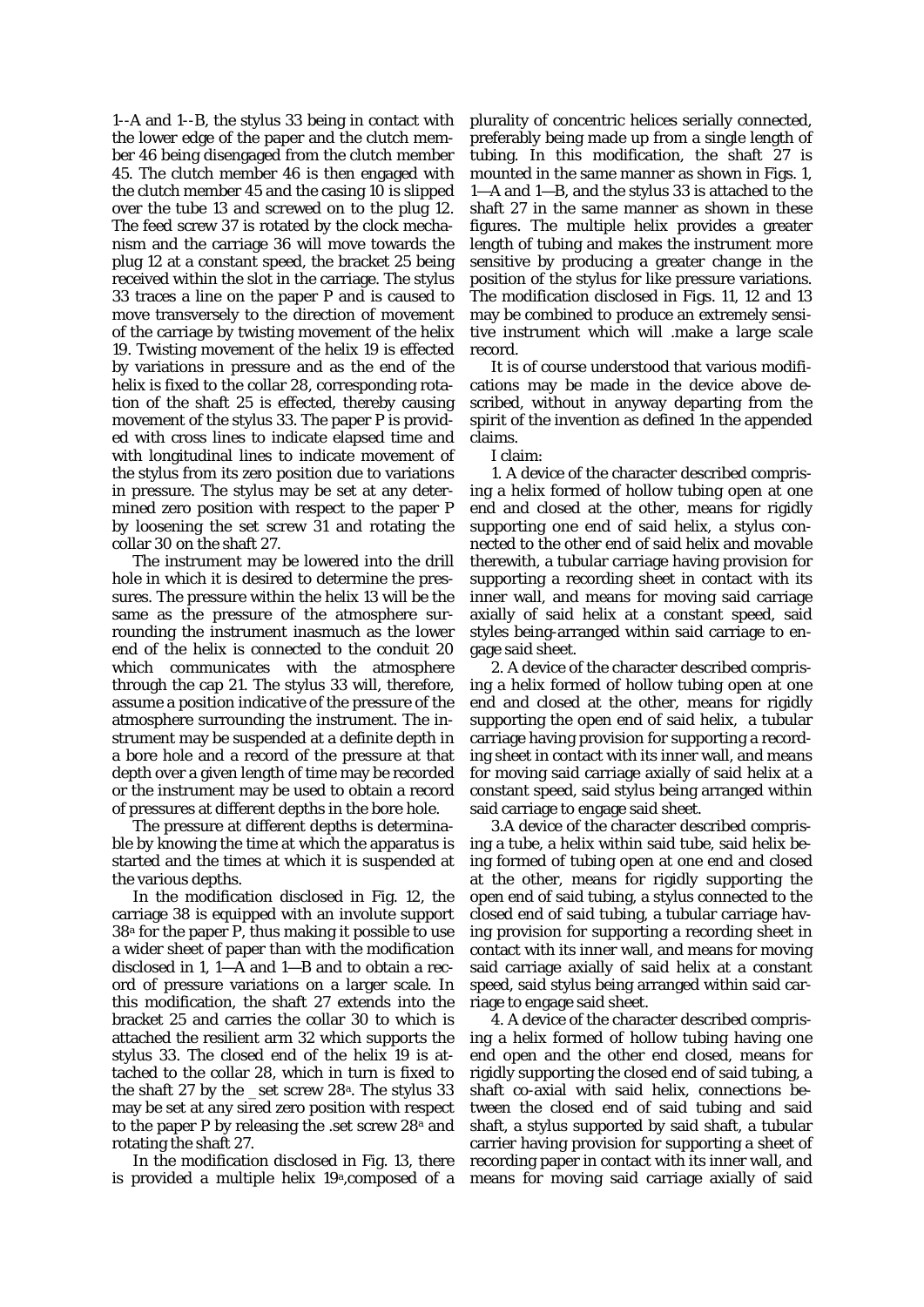1--A and 1--B, the stylus 33 being in contact with the lower edge of the paper and the clutch member 46 being disengaged from the clutch member 45. The clutch member 46 is then engaged with the clutch member 45 and the casing 10 is slipped over the tube 13 and screwed on to the plug 12. The feed screw 37 is rotated by the clock mechanism and the carriage 36 will move towards the plug 12 at a constant speed, the bracket 25 being received within the slot in the carriage. The stylus 33 traces a line on the paper P and is caused to move transversely to the direction of movement of the carriage by twisting movement of the helix 19. Twisting movement of the helix 19 is effected by variations in pressure and as the end of the helix is fixed to the collar 28, corresponding rotation of the shaft 25 is effected, thereby causing movement of the stylus 33. The paper P is provided with cross lines to indicate elapsed time and with longitudinal lines to indicate movement of the stylus from its zero position due to variations in pressure. The stylus may be set at any determined zero position with respect to the paper P by loosening the set screw 31 and rotating the collar 30 on the shaft 27.

The instrument may be lowered into the drill hole in which it is desired to determine the pressures. The pressure within the helix 13 will be the same as the pressure of the atmosphere surrounding the instrument inasmuch as the lower end of the helix is connected to the conduit 20 which communicates with the atmosphere through the cap 21. The stylus 33 will, therefore, assume a position indicative of the pressure of the atmosphere surrounding the instrument. The instrument may be suspended at a definite depth in a bore hole and a record of the pressure at that depth over a given length of time may be recorded or the instrument may be used to obtain a record of pressures at different depths in the bore hole.

The pressure at different depths is determinable by knowing the time at which the apparatus is started and the times at which it is suspended at the various depths.

In the modification disclosed in Fig. 12, the carriage 38 is equipped with an involute support 38a for the paper P, thus making it possible to use a wider sheet of paper than with the modification disclosed in 1, 1—A and 1—B and to obtain a record of pressure variations on a larger scale. In this modification, the shaft 27 extends into the bracket 25 and carries the collar 30 to which is attached the resilient arm 32 which supports the stylus 33. The closed end of the helix 19 is attached to the collar 28, which in turn is fixed to the shaft 27 by the _set screw 28a. The stylus 33 may be set at any sired zero position with respect to the paper P by releasing the .set screw 28a and rotating the shaft 27.

In the modification disclosed in Fig. 13, there is provided a multiple helix 19a,composed of a plurality of concentric helices serially connected, preferably being made up from a single length of tubing. In this modification, the shaft 27 is mounted in the same manner as shown in Figs. 1, 1—A and 1—B, and the stylus 33 is attached to the shaft 27 in the same manner as shown in these figures. The multiple helix provides a greater length of tubing and makes the instrument more sensitive by producing a greater change in the position of the stylus for like pressure variations. The modification disclosed in Figs. 11, 12 and 13 may be combined to produce an extremely sensitive instrument which will .make a large scale record.

It is of course understood that various modifications may be made in the device above described, without in anyway departing from the spirit of the invention as defined 1n the appended claims.

I claim:

1. A device of the character described comprising a helix formed of hollow tubing open at one end and closed at the other, means for rigidly supporting one end of said helix, a stylus connected to the other end of said helix and movable therewith, a tubular carriage having provision for supporting a recording sheet in contact with its inner wall, and means for moving said carriage axially of said helix at a constant speed, said styles being-arranged within said carriage to engage said sheet.

2. A device of the character described comprising a helix formed of hollow tubing open at one end and closed at the other, means for rigidly supporting the open end of said helix, a tubular carriage having provision for supporting a recording sheet in contact with its inner wall, and means for moving said carriage axially of said helix at a constant speed, said stylus being arranged within said carriage to engage said sheet.

3.A device of the character described comprising a tube, a helix within said tube, said helix being formed of tubing open at one end and closed at the other, means for rigidly supporting the open end of said tubing, a stylus connected to the closed end of said tubing, a tubular carriage having provision for supporting a recording sheet in contact with its inner wall, and means for moving said carriage axially of said helix at a constant speed, said stylus being arranged within said carriage to engage said sheet.

4. A device of the character described comprising a helix formed of hollow tubing having one end open and the other end closed, means for rigidly supporting the closed end of said tubing, a shaft co-axial with said helix, connections between the closed end of said tubing and said shaft, a stylus supported by said shaft, a tubular carrier having provision for supporting a sheet of recording paper in contact with its inner wall, and means for moving said carriage axially of said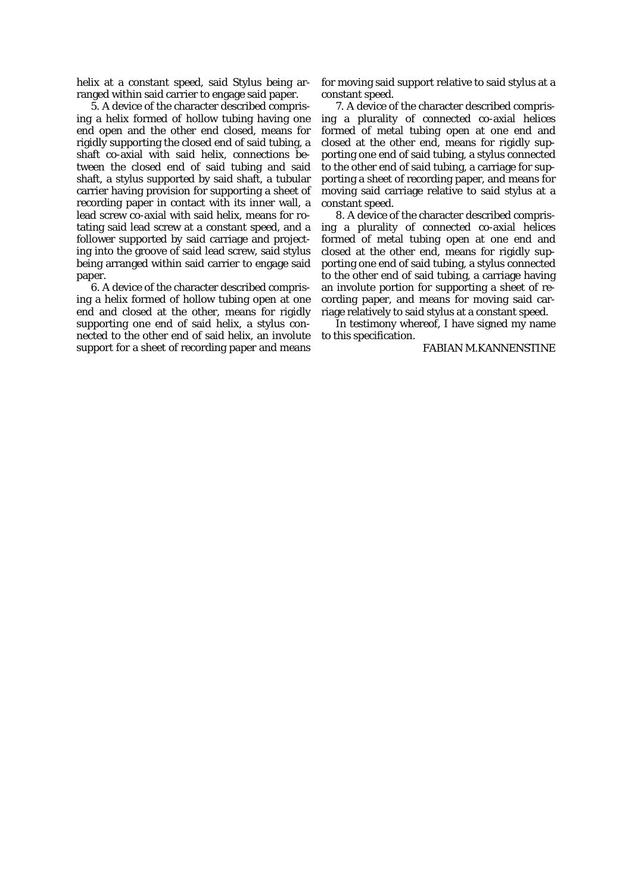helix at a constant speed, said Stylus being arranged within said carrier to engage said paper.

5. A device of the character described comprising a helix formed of hollow tubing having one end open and the other end closed, means for rigidly supporting the closed end of said tubing, a shaft co-axial with said helix, connections between the closed end of said tubing and said shaft, a stylus supported by said shaft, a tubular carrier having provision for supporting a sheet of recording paper in contact with its inner wall, a lead screw co-axial with said helix, means for rotating said lead screw at a constant speed, and a follower supported by said carriage and projecting into the groove of said lead screw, said stylus being arranged within said carrier to engage said paper.

6. A device of the character described comprising a helix formed of hollow tubing open at one end and closed at the other, means for rigidly supporting one end of said helix, a stylus connected to the other end of said helix, an involute support for a sheet of recording paper and means for moving said support relative to said stylus at a constant speed.

7. A device of the character described comprising a plurality of connected co-axial helices formed of metal tubing open at one end and closed at the other end, means for rigidly supporting one end of said tubing, a stylus connected to the other end of said tubing, a carriage for supporting a sheet of recording paper, and means for moving said carriage relative to said stylus at a constant speed.

8. A device of the character described comprising a plurality of connected co-axial helices formed of metal tubing open at one end and closed at the other end, means for rigidly supporting one end of said tubing, a stylus connected to the other end of said tubing, a carriage having an involute portion for supporting a sheet of recording paper, and means for moving said carriage relatively to said stylus at a constant speed.

In testimony whereof, I have signed my name to this specification.

FABIAN M.KANNENSTINE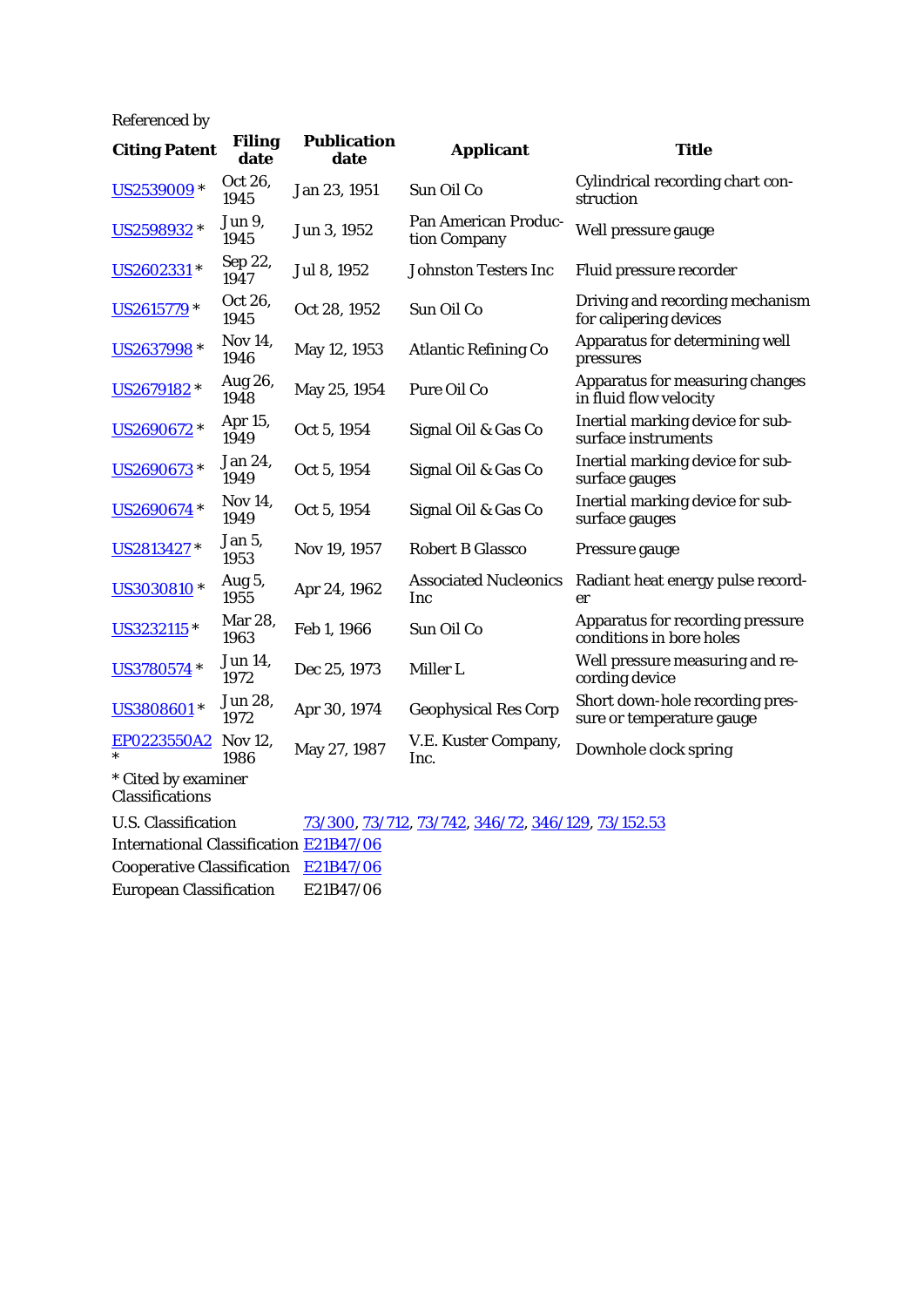Referenced by

| Citing Patent | Filing date | Publication date | Applicant | Title |
|---|---|---|---|---|
| US2539009 * | Oct 26, 1945 | Jan 23, 1951 | Sun Oil Co | Cylindrical recording chart construction |
| US2598932 * | Jun 9, 1945 | Jun 3, 1952 | Pan American Production Company | Well pressure gauge |
| US2602331 * | Sep 22, 1947 | Jul 8, 1952 | Johnston Testers Inc | Fluid pressure recorder |
| US2615779 * | Oct 26, 1945 | Oct 28, 1952 | Sun Oil Co | Driving and recording mechanism for calipering devices |
| US2637998 * | Nov 14, 1946 | May 12, 1953 | Atlantic Refining Co | Apparatus for determining well pressures |
| US2679182 * | Aug 26, 1948 | May 25, 1954 | Pure Oil Co | Apparatus for measuring changes in fluid flow velocity |
| US2690672 * | Apr 15, 1949 | Oct 5, 1954 | Signal Oil & Gas Co | Inertial marking device for subsurface instruments |
| US2690673 * | Jan 24, 1949 | Oct 5, 1954 | Signal Oil & Gas Co | Inertial marking device for subsurface gauges |
| US2690674 * | Nov 14, 1949 | Oct 5, 1954 | Signal Oil & Gas Co | Inertial marking device for subsurface gauges |
| US2813427 * | Jan 5, 1953 | Nov 19, 1957 | Robert B Glassco | Pressure gauge |
| US3030810 * | Aug 5, 1955 | Apr 24, 1962 | Associated Nucleonics Inc | Radiant heat energy pulse recorder |
| US3232115 * | Mar 28, 1963 | Feb 1, 1966 | Sun Oil Co | Apparatus for recording pressure conditions in bore holes |
| US3780574 * | Jun 14, 1972 | Dec 25, 1973 | Miller L | Well pressure measuring and recording device |
| US3808601 * | Jun 28, 1972 | Apr 30, 1974 | Geophysical Res Corp | Short down-hole recording pressure or temperature gauge |
| EP0223550A2 * | Nov 12, 1986 | May 27, 1987 | V.E. Kuster Company, Inc. | Downhole clock spring |

* Cited by examiner

Classifications

| | |
|---|---|
| U.S. Classification | 73/300, 73/712, 73/742, 346/72, 346/129, 73/152.53 |
| International Classification | E21B47/06 |
| Cooperative Classification | E21B47/06 |
| European Classification | E21B47/06 |